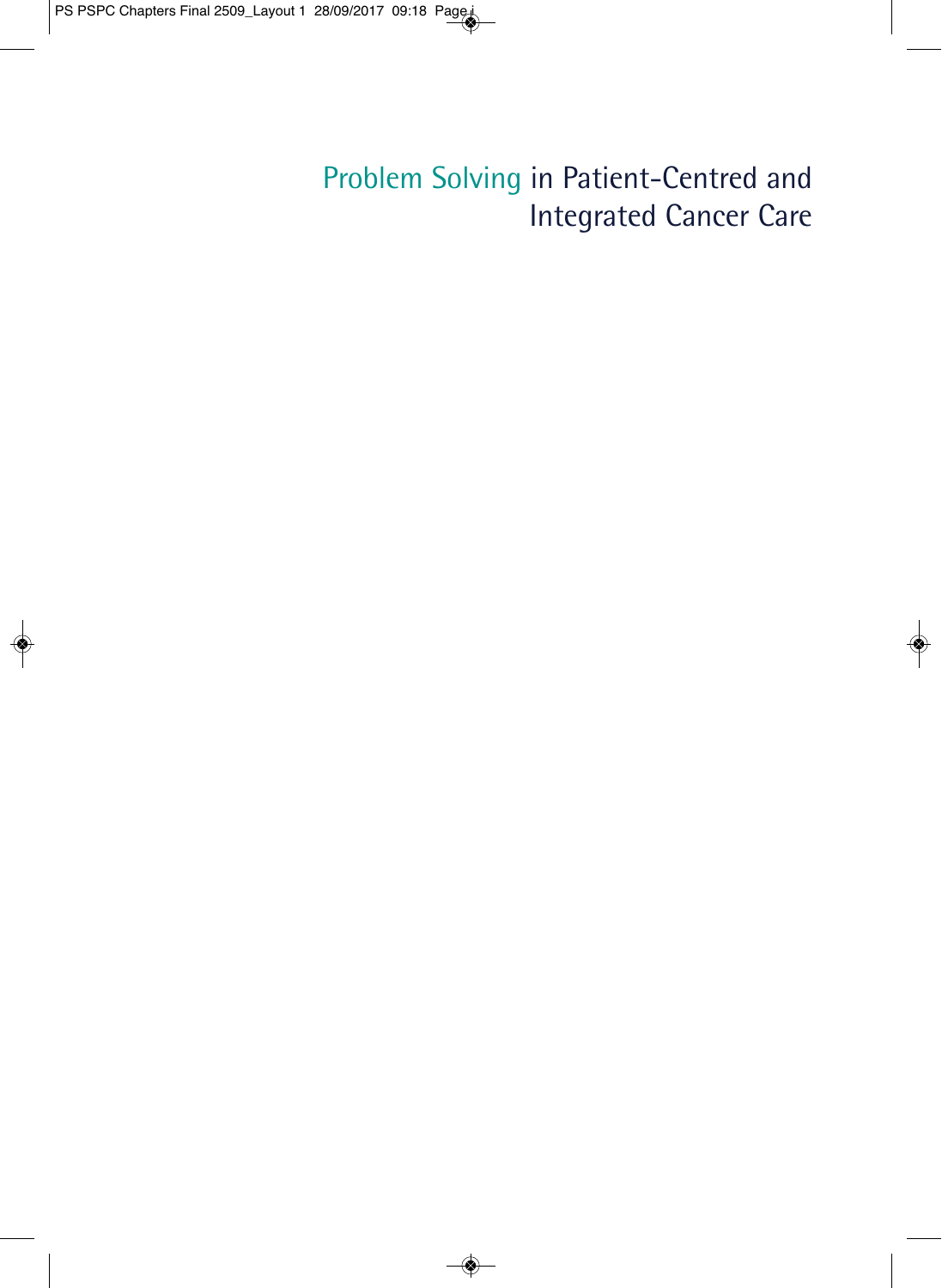# Problem Solving in Patient-Centred and Integrated Cancer Care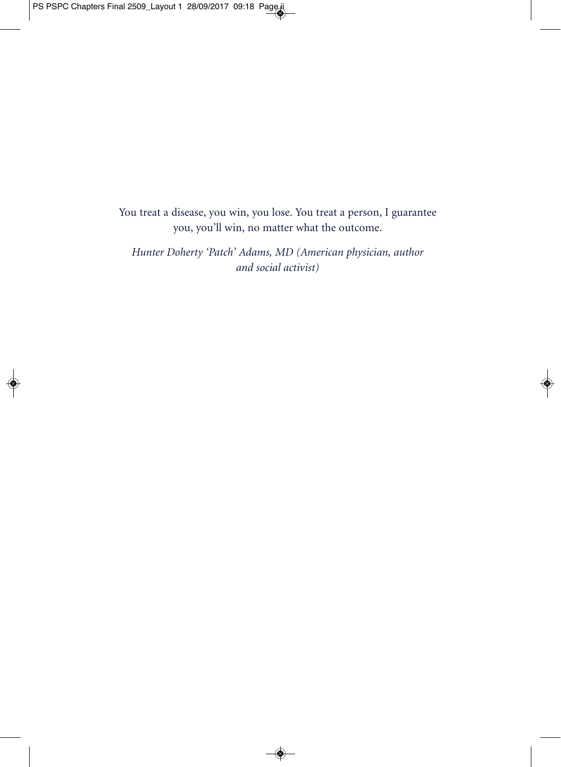You treat a disease, you win, you lose. You treat a person, I guarantee you, you'll win, no matter what the outcome.

*Hunter Doherty 'Patch' Adams, MD (American physician, author and social activist)*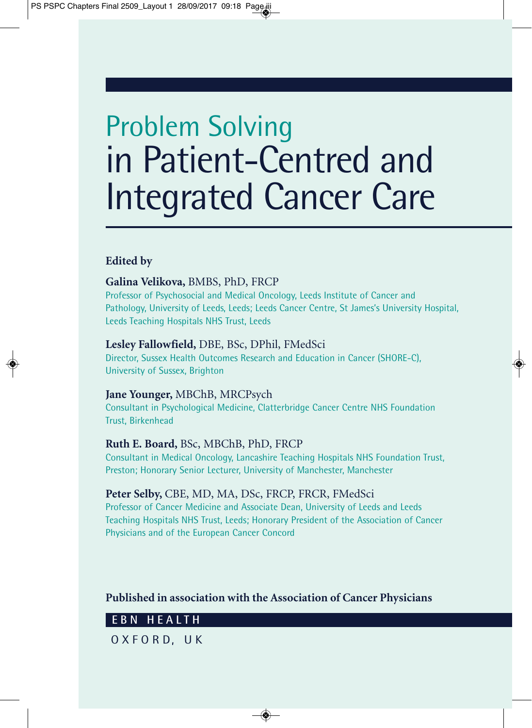# Problem Solving in Patient-Centred and Integrated Cancer Care

**Edited by**

**Galina Velikova,** BMBS, PhD, FRCP
Professor of Psychosocial and Medical Oncology, Leeds Institute of Cancer and Pathology, University of Leeds, Leeds; Leeds Cancer Centre, St James's University Hospital, Leeds Teaching Hospitals NHS Trust, Leeds

**Lesley Fallowfield,** DBE, BSc, DPhil, FMedSci
Director, Sussex Health Outcomes Research and Education in Cancer (SHORE-C), University of Sussex, Brighton

**Jane Younger,** MBChB, MRCPsych
Consultant in Psychological Medicine, Clatterbridge Cancer Centre NHS Foundation Trust, Birkenhead

**Ruth E. Board,** BSc, MBChB, PhD, FRCP
Consultant in Medical Oncology, Lancashire Teaching Hospitals NHS Foundation Trust, Preston; Honorary Senior Lecturer, University of Manchester, Manchester

**Peter Selby,** CBE, MD, MA, DSc, FRCP, FRCR, FMedSci
Professor of Cancer Medicine and Associate Dean, University of Leeds and Leeds Teaching Hospitals NHS Trust, Leeds; Honorary President of the Association of Cancer Physicians and of the European Cancer Concord

**Published in association with the Association of Cancer Physicians**

EBN HEALTH

OXFORD, UK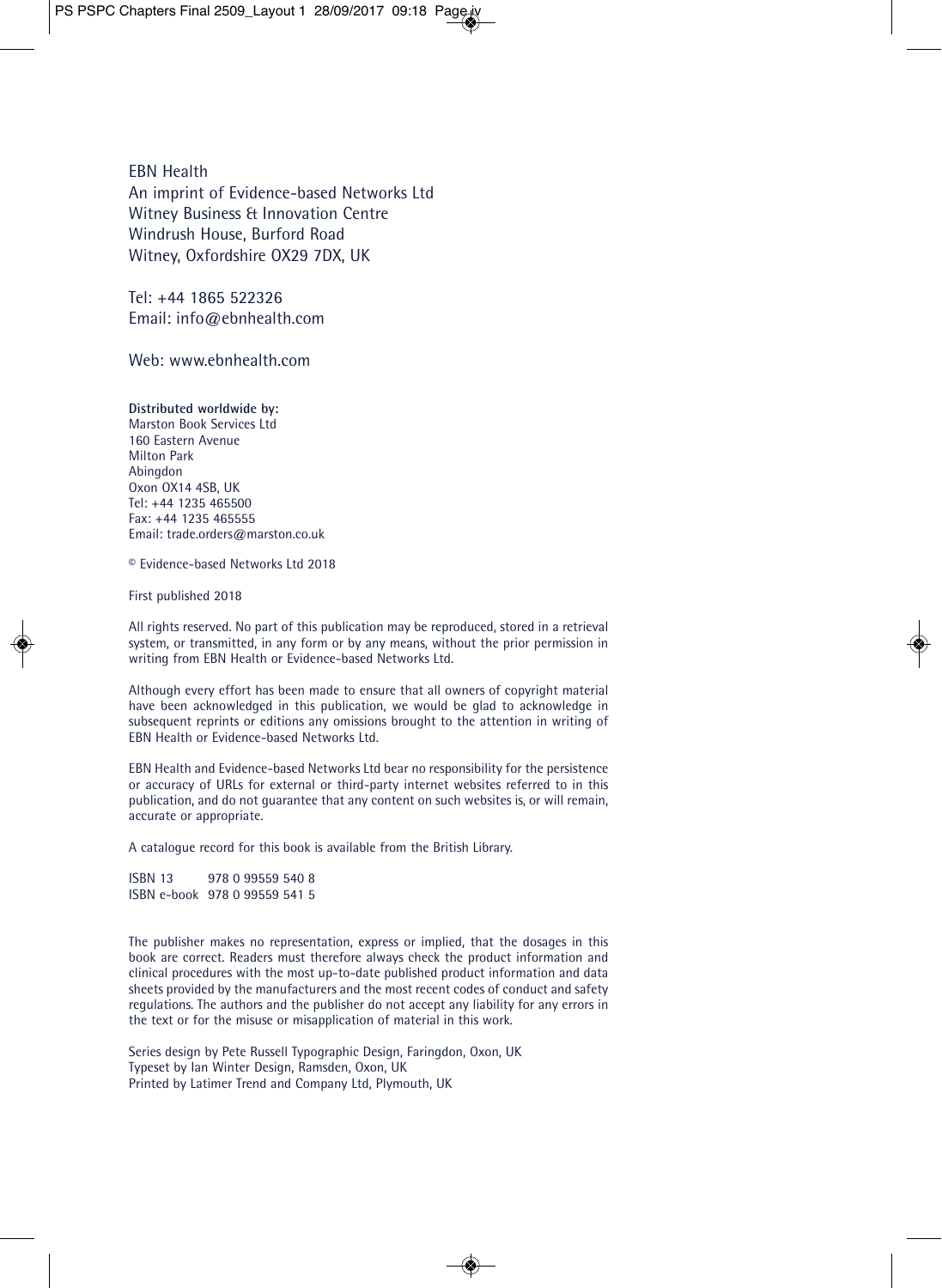EBN Health
An imprint of Evidence-based Networks Ltd
Witney Business & Innovation Centre
Windrush House, Burford Road
Witney, Oxfordshire OX29 7DX, UK

Tel: +44 1865 522326
Email: info@ebnhealth.com

Web: www.ebnhealth.com

**Distributed worldwide by:**
Marston Book Services Ltd
160 Eastern Avenue
Milton Park
Abingdon
Oxon OX14 4SB, UK
Tel: +44 1235 465500
Fax: +44 1235 465555
Email: trade.orders@marston.co.uk

© Evidence-based Networks Ltd 2018

First published 2018

All rights reserved. No part of this publication may be reproduced, stored in a retrieval system, or transmitted, in any form or by any means, without the prior permission in writing from EBN Health or Evidence-based Networks Ltd.

Although every effort has been made to ensure that all owners of copyright material have been acknowledged in this publication, we would be glad to acknowledge in subsequent reprints or editions any omissions brought to the attention in writing of EBN Health or Evidence-based Networks Ltd.

EBN Health and Evidence-based Networks Ltd bear no responsibility for the persistence or accuracy of URLs for external or third-party internet websites referred to in this publication, and do not guarantee that any content on such websites is, or will remain, accurate or appropriate.

A catalogue record for this book is available from the British Library.

ISBN 13 978 0 99559 540 8
ISBN e-book 978 0 99559 541 5

The publisher makes no representation, express or implied, that the dosages in this book are correct. Readers must therefore always check the product information and clinical procedures with the most up-to-date published product information and data sheets provided by the manufacturers and the most recent codes of conduct and safety regulations. The authors and the publisher do not accept any liability for any errors in the text or for the misuse or misapplication of material in this work.

Series design by Pete Russell Typographic Design, Faringdon, Oxon, UK
Typeset by Ian Winter Design, Ramsden, Oxon, UK
Printed by Latimer Trend and Company Ltd, Plymouth, UK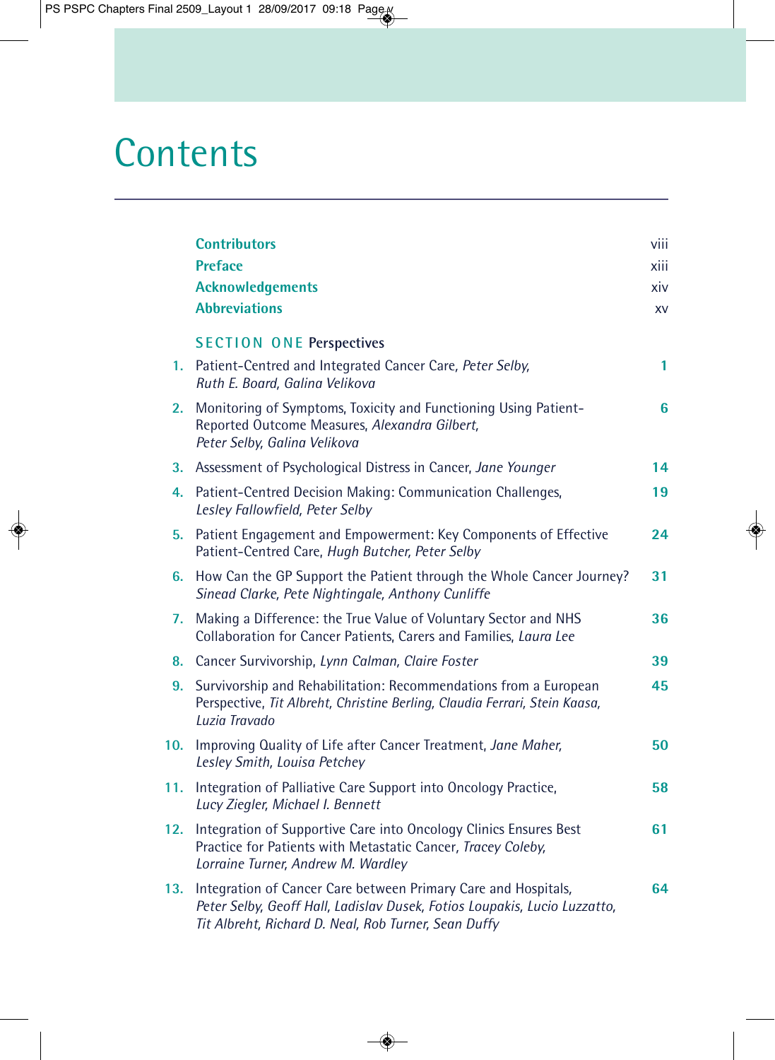# Contents

| | | |
|---|---|---|
| | **Contributors** | viii |
| | **Preface** | xiii |
| | **Acknowledgements** | xiv |
| | **Abbreviations** | xv |
| | SECTION ONE **Perspectives** | |
| 1. | Patient-Centred and Integrated Cancer Care, *Peter Selby, Ruth E. Board, Galina Velikova* | 1 |
| 2. | Monitoring of Symptoms, Toxicity and Functioning Using Patient-Reported Outcome Measures, *Alexandra Gilbert, Peter Selby, Galina Velikova* | 6 |
| 3. | Assessment of Psychological Distress in Cancer, *Jane Younger* | 14 |
| 4. | Patient-Centred Decision Making: Communication Challenges, *Lesley Fallowfield, Peter Selby* | 19 |
| 5. | Patient Engagement and Empowerment: Key Components of Effective Patient-Centred Care, *Hugh Butcher, Peter Selby* | 24 |
| 6. | How Can the GP Support the Patient through the Whole Cancer Journey? *Sinead Clarke, Pete Nightingale, Anthony Cunliffe* | 31 |
| 7. | Making a Difference: the True Value of Voluntary Sector and NHS Collaboration for Cancer Patients, Carers and Families, *Laura Lee* | 36 |
| 8. | Cancer Survivorship, *Lynn Calman, Claire Foster* | 39 |
| 9. | Survivorship and Rehabilitation: Recommendations from a European Perspective, *Tit Albreht, Christine Berling, Claudia Ferrari, Stein Kaasa, Luzia Travado* | 45 |
| 10. | Improving Quality of Life after Cancer Treatment, *Jane Maher, Lesley Smith, Louisa Petchey* | 50 |
| 11. | Integration of Palliative Care Support into Oncology Practice, *Lucy Ziegler, Michael I. Bennett* | 58 |
| 12. | Integration of Supportive Care into Oncology Clinics Ensures Best Practice for Patients with Metastatic Cancer, *Tracey Coleby, Lorraine Turner, Andrew M. Wardley* | 61 |
| 13. | Integration of Cancer Care between Primary Care and Hospitals, *Peter Selby, Geoff Hall, Ladislav Dusek, Fotios Loupakis, Lucio Luzzatto, Tit Albreht, Richard D. Neal, Rob Turner, Sean Duffy* | 64 |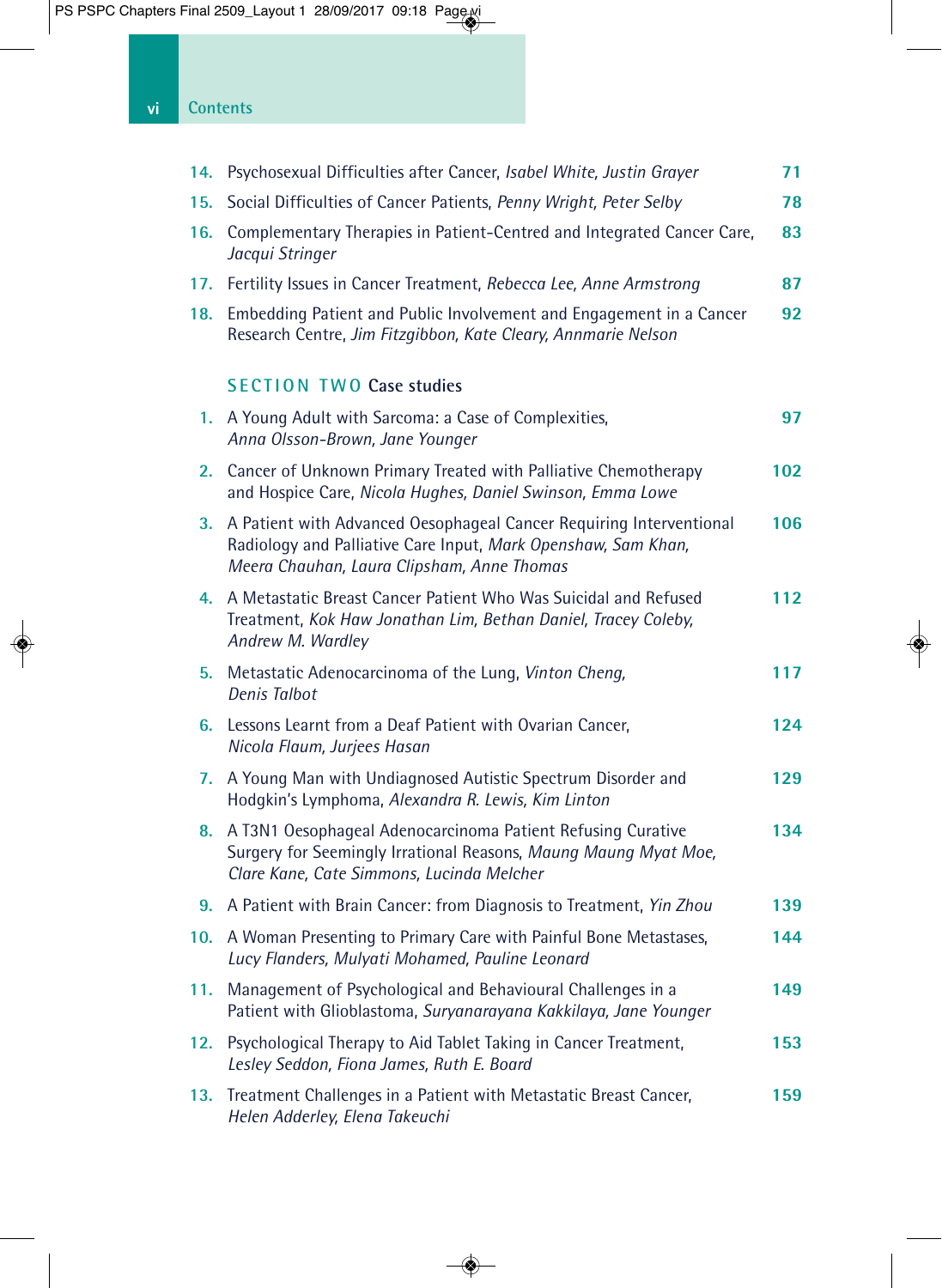Contents

14. Psychosexual Difficulties after Cancer, *Isabel White, Justin Grayer* 71
15. Social Difficulties of Cancer Patients, *Penny Wright, Peter Selby* 78
16. Complementary Therapies in Patient-Centred and Integrated Cancer Care, *Jacqui Stringer* 83
17. Fertility Issues in Cancer Treatment, *Rebecca Lee, Anne Armstrong* 87
18. Embedding Patient and Public Involvement and Engagement in a Cancer Research Centre, *Jim Fitzgibbon, Kate Cleary, Annmarie Nelson* 92

## SECTION TWO Case studies

1. A Young Adult with Sarcoma: a Case of Complexities, *Anna Olsson-Brown, Jane Younger* 97
2. Cancer of Unknown Primary Treated with Palliative Chemotherapy and Hospice Care, *Nicola Hughes, Daniel Swinson, Emma Lowe* 102
3. A Patient with Advanced Oesophageal Cancer Requiring Interventional Radiology and Palliative Care Input, *Mark Openshaw, Sam Khan, Meera Chauhan, Laura Clipsham, Anne Thomas* 106
4. A Metastatic Breast Cancer Patient Who Was Suicidal and Refused Treatment, *Kok Haw Jonathan Lim, Bethan Daniel, Tracey Coleby, Andrew M. Wardley* 112
5. Metastatic Adenocarcinoma of the Lung, *Vinton Cheng, Denis Talbot* 117
6. Lessons Learnt from a Deaf Patient with Ovarian Cancer, *Nicola Flaum, Jurjees Hasan* 124
7. A Young Man with Undiagnosed Autistic Spectrum Disorder and Hodgkin's Lymphoma, *Alexandra R. Lewis, Kim Linton* 129
8. A T3N1 Oesophageal Adenocarcinoma Patient Refusing Curative Surgery for Seemingly Irrational Reasons, *Maung Maung Myat Moe, Clare Kane, Cate Simmons, Lucinda Melcher* 134
9. A Patient with Brain Cancer: from Diagnosis to Treatment, *Yin Zhou* 139
10. A Woman Presenting to Primary Care with Painful Bone Metastases, *Lucy Flanders, Mulyati Mohamed, Pauline Leonard* 144
11. Management of Psychological and Behavioural Challenges in a Patient with Glioblastoma, *Suryanarayana Kakkilaya, Jane Younger* 149
12. Psychological Therapy to Aid Tablet Taking in Cancer Treatment, *Lesley Seddon, Fiona James, Ruth E. Board* 153
13. Treatment Challenges in a Patient with Metastatic Breast Cancer, *Helen Adderley, Elena Takeuchi* 159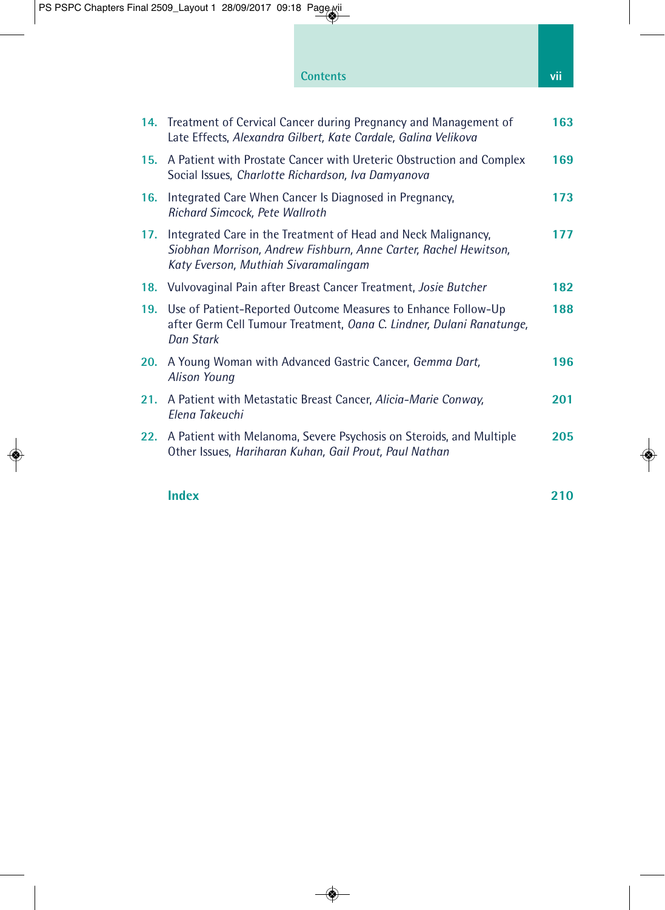14. Treatment of Cervical Cancer during Pregnancy and Management of Late Effects, *Alexandra Gilbert, Kate Cardale, Galina Velikova* — **163**

15. A Patient with Prostate Cancer with Ureteric Obstruction and Complex Social Issues, *Charlotte Richardson, Iva Damyanova* — **169**

16. Integrated Care When Cancer Is Diagnosed in Pregnancy, *Richard Simcock, Pete Wallroth* — **173**

17. Integrated Care in the Treatment of Head and Neck Malignancy, *Siobhan Morrison, Andrew Fishburn, Anne Carter, Rachel Hewitson, Katy Everson, Muthiah Sivaramalingam* — **177**

18. Vulvovaginal Pain after Breast Cancer Treatment, *Josie Butcher* — **182**

19. Use of Patient-Reported Outcome Measures to Enhance Follow-Up after Germ Cell Tumour Treatment, *Oana C. Lindner, Dulani Ranatunge, Dan Stark* — **188**

20. A Young Woman with Advanced Gastric Cancer, *Gemma Dart, Alison Young* — **196**

21. A Patient with Metastatic Breast Cancer, *Alicia-Marie Conway, Elena Takeuchi* — **201**

22. A Patient with Melanoma, Severe Psychosis on Steroids, and Multiple Other Issues, *Hariharan Kuhan, Gail Prout, Paul Nathan* — **205**

**Index** — **210**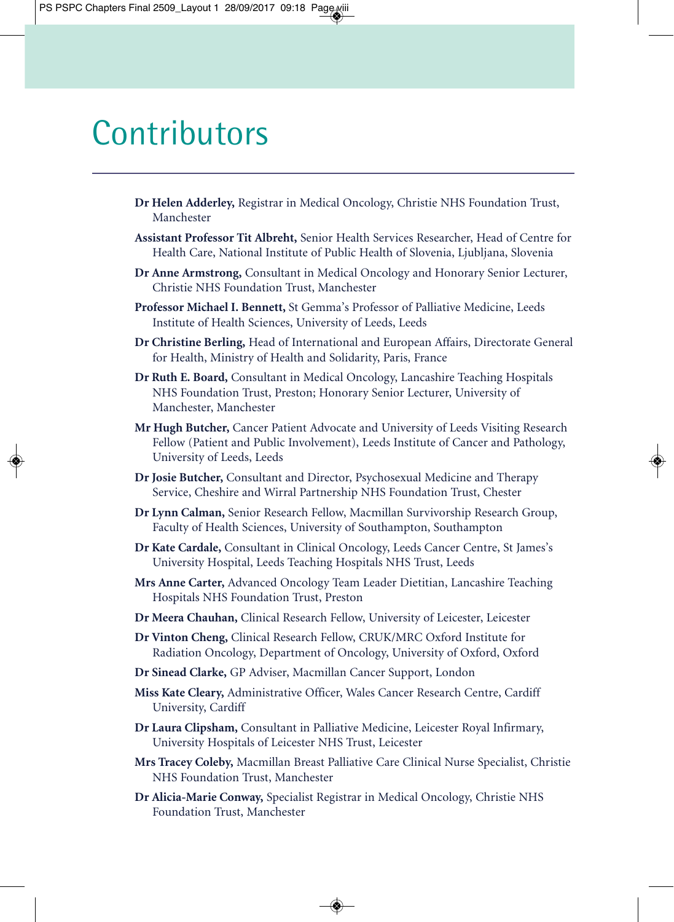# Contributors

**Dr Helen Adderley,** Registrar in Medical Oncology, Christie NHS Foundation Trust, Manchester

**Assistant Professor Tit Albreht,** Senior Health Services Researcher, Head of Centre for Health Care, National Institute of Public Health of Slovenia, Ljubljana, Slovenia

**Dr Anne Armstrong,** Consultant in Medical Oncology and Honorary Senior Lecturer, Christie NHS Foundation Trust, Manchester

**Professor Michael I. Bennett,** St Gemma's Professor of Palliative Medicine, Leeds Institute of Health Sciences, University of Leeds, Leeds

**Dr Christine Berling,** Head of International and European Affairs, Directorate General for Health, Ministry of Health and Solidarity, Paris, France

**Dr Ruth E. Board,** Consultant in Medical Oncology, Lancashire Teaching Hospitals NHS Foundation Trust, Preston; Honorary Senior Lecturer, University of Manchester, Manchester

**Mr Hugh Butcher,** Cancer Patient Advocate and University of Leeds Visiting Research Fellow (Patient and Public Involvement), Leeds Institute of Cancer and Pathology, University of Leeds, Leeds

**Dr Josie Butcher,** Consultant and Director, Psychosexual Medicine and Therapy Service, Cheshire and Wirral Partnership NHS Foundation Trust, Chester

**Dr Lynn Calman,** Senior Research Fellow, Macmillan Survivorship Research Group, Faculty of Health Sciences, University of Southampton, Southampton

**Dr Kate Cardale,** Consultant in Clinical Oncology, Leeds Cancer Centre, St James's University Hospital, Leeds Teaching Hospitals NHS Trust, Leeds

**Mrs Anne Carter,** Advanced Oncology Team Leader Dietitian, Lancashire Teaching Hospitals NHS Foundation Trust, Preston

**Dr Meera Chauhan,** Clinical Research Fellow, University of Leicester, Leicester

**Dr Vinton Cheng,** Clinical Research Fellow, CRUK/MRC Oxford Institute for Radiation Oncology, Department of Oncology, University of Oxford, Oxford

**Dr Sinead Clarke,** GP Adviser, Macmillan Cancer Support, London

**Miss Kate Cleary,** Administrative Officer, Wales Cancer Research Centre, Cardiff University, Cardiff

**Dr Laura Clipsham,** Consultant in Palliative Medicine, Leicester Royal Infirmary, University Hospitals of Leicester NHS Trust, Leicester

**Mrs Tracey Coleby,** Macmillan Breast Palliative Care Clinical Nurse Specialist, Christie NHS Foundation Trust, Manchester

**Dr Alicia-Marie Conway,** Specialist Registrar in Medical Oncology, Christie NHS Foundation Trust, Manchester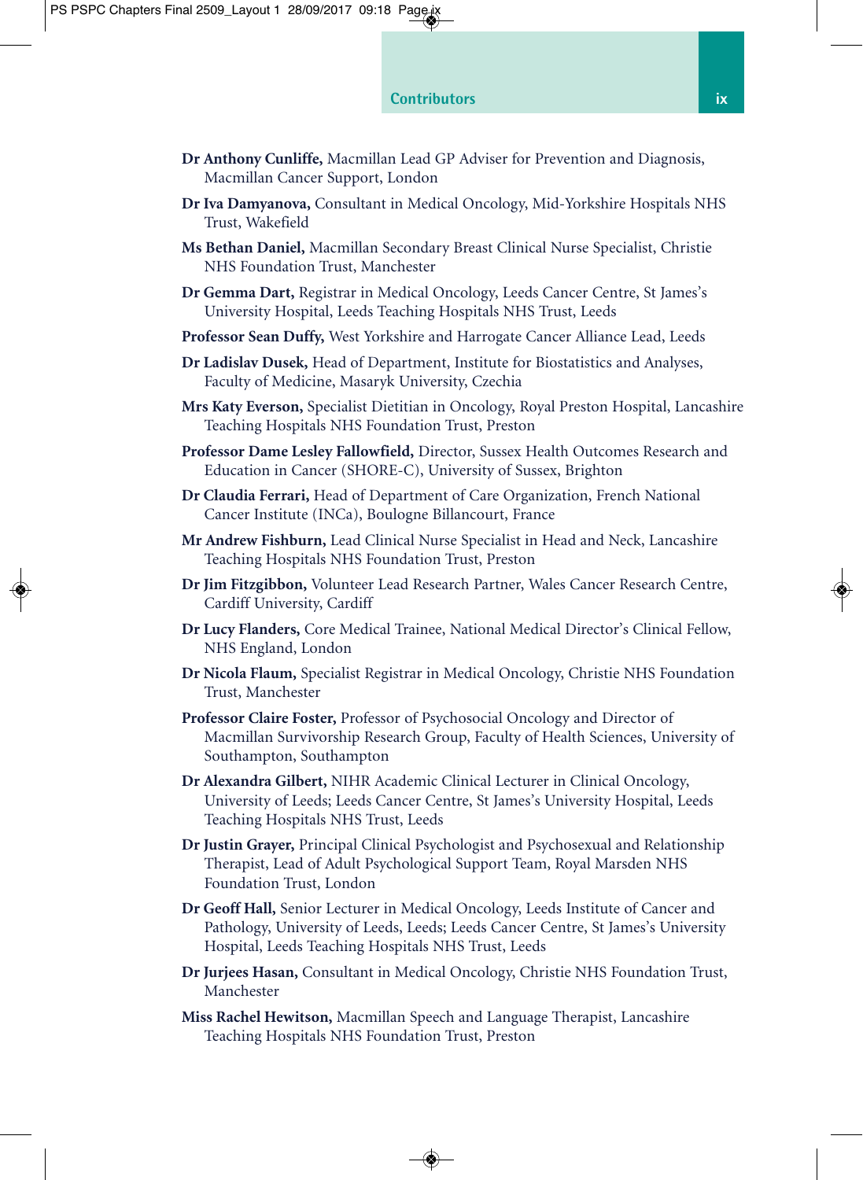**Dr Anthony Cunliffe,** Macmillan Lead GP Adviser for Prevention and Diagnosis, Macmillan Cancer Support, London

**Dr Iva Damyanova,** Consultant in Medical Oncology, Mid-Yorkshire Hospitals NHS Trust, Wakefield

**Ms Bethan Daniel,** Macmillan Secondary Breast Clinical Nurse Specialist, Christie NHS Foundation Trust, Manchester

**Dr Gemma Dart,** Registrar in Medical Oncology, Leeds Cancer Centre, St James's University Hospital, Leeds Teaching Hospitals NHS Trust, Leeds

**Professor Sean Duffy,** West Yorkshire and Harrogate Cancer Alliance Lead, Leeds

**Dr Ladislav Dusek,** Head of Department, Institute for Biostatistics and Analyses, Faculty of Medicine, Masaryk University, Czechia

**Mrs Katy Everson,** Specialist Dietitian in Oncology, Royal Preston Hospital, Lancashire Teaching Hospitals NHS Foundation Trust, Preston

**Professor Dame Lesley Fallowfield,** Director, Sussex Health Outcomes Research and Education in Cancer (SHORE-C), University of Sussex, Brighton

**Dr Claudia Ferrari,** Head of Department of Care Organization, French National Cancer Institute (INCa), Boulogne Billancourt, France

**Mr Andrew Fishburn,** Lead Clinical Nurse Specialist in Head and Neck, Lancashire Teaching Hospitals NHS Foundation Trust, Preston

**Dr Jim Fitzgibbon,** Volunteer Lead Research Partner, Wales Cancer Research Centre, Cardiff University, Cardiff

**Dr Lucy Flanders,** Core Medical Trainee, National Medical Director's Clinical Fellow, NHS England, London

**Dr Nicola Flaum,** Specialist Registrar in Medical Oncology, Christie NHS Foundation Trust, Manchester

**Professor Claire Foster,** Professor of Psychosocial Oncology and Director of Macmillan Survivorship Research Group, Faculty of Health Sciences, University of Southampton, Southampton

**Dr Alexandra Gilbert,** NIHR Academic Clinical Lecturer in Clinical Oncology, University of Leeds; Leeds Cancer Centre, St James's University Hospital, Leeds Teaching Hospitals NHS Trust, Leeds

**Dr Justin Grayer,** Principal Clinical Psychologist and Psychosexual and Relationship Therapist, Lead of Adult Psychological Support Team, Royal Marsden NHS Foundation Trust, London

**Dr Geoff Hall,** Senior Lecturer in Medical Oncology, Leeds Institute of Cancer and Pathology, University of Leeds, Leeds; Leeds Cancer Centre, St James's University Hospital, Leeds Teaching Hospitals NHS Trust, Leeds

**Dr Jurjees Hasan,** Consultant in Medical Oncology, Christie NHS Foundation Trust, Manchester

**Miss Rachel Hewitson,** Macmillan Speech and Language Therapist, Lancashire Teaching Hospitals NHS Foundation Trust, Preston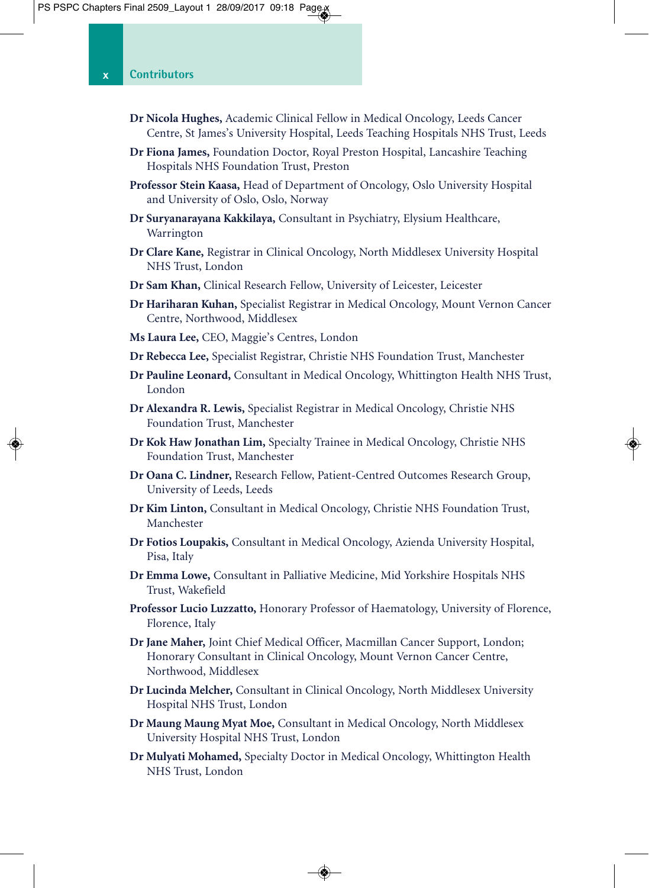## Contributors

**Dr Nicola Hughes,** Academic Clinical Fellow in Medical Oncology, Leeds Cancer Centre, St James's University Hospital, Leeds Teaching Hospitals NHS Trust, Leeds

**Dr Fiona James,** Foundation Doctor, Royal Preston Hospital, Lancashire Teaching Hospitals NHS Foundation Trust, Preston

**Professor Stein Kaasa,** Head of Department of Oncology, Oslo University Hospital and University of Oslo, Oslo, Norway

**Dr Suryanarayana Kakkilaya,** Consultant in Psychiatry, Elysium Healthcare, Warrington

**Dr Clare Kane,** Registrar in Clinical Oncology, North Middlesex University Hospital NHS Trust, London

**Dr Sam Khan,** Clinical Research Fellow, University of Leicester, Leicester

**Dr Hariharan Kuhan,** Specialist Registrar in Medical Oncology, Mount Vernon Cancer Centre, Northwood, Middlesex

**Ms Laura Lee,** CEO, Maggie's Centres, London

**Dr Rebecca Lee,** Specialist Registrar, Christie NHS Foundation Trust, Manchester

**Dr Pauline Leonard,** Consultant in Medical Oncology, Whittington Health NHS Trust, London

**Dr Alexandra R. Lewis,** Specialist Registrar in Medical Oncology, Christie NHS Foundation Trust, Manchester

**Dr Kok Haw Jonathan Lim,** Specialty Trainee in Medical Oncology, Christie NHS Foundation Trust, Manchester

**Dr Oana C. Lindner,** Research Fellow, Patient-Centred Outcomes Research Group, University of Leeds, Leeds

**Dr Kim Linton,** Consultant in Medical Oncology, Christie NHS Foundation Trust, Manchester

**Dr Fotios Loupakis,** Consultant in Medical Oncology, Azienda University Hospital, Pisa, Italy

**Dr Emma Lowe,** Consultant in Palliative Medicine, Mid Yorkshire Hospitals NHS Trust, Wakefield

**Professor Lucio Luzzatto,** Honorary Professor of Haematology, University of Florence, Florence, Italy

**Dr Jane Maher,** Joint Chief Medical Officer, Macmillan Cancer Support, London; Honorary Consultant in Clinical Oncology, Mount Vernon Cancer Centre, Northwood, Middlesex

**Dr Lucinda Melcher,** Consultant in Clinical Oncology, North Middlesex University Hospital NHS Trust, London

**Dr Maung Maung Myat Moe,** Consultant in Medical Oncology, North Middlesex University Hospital NHS Trust, London

**Dr Mulyati Mohamed,** Specialty Doctor in Medical Oncology, Whittington Health NHS Trust, London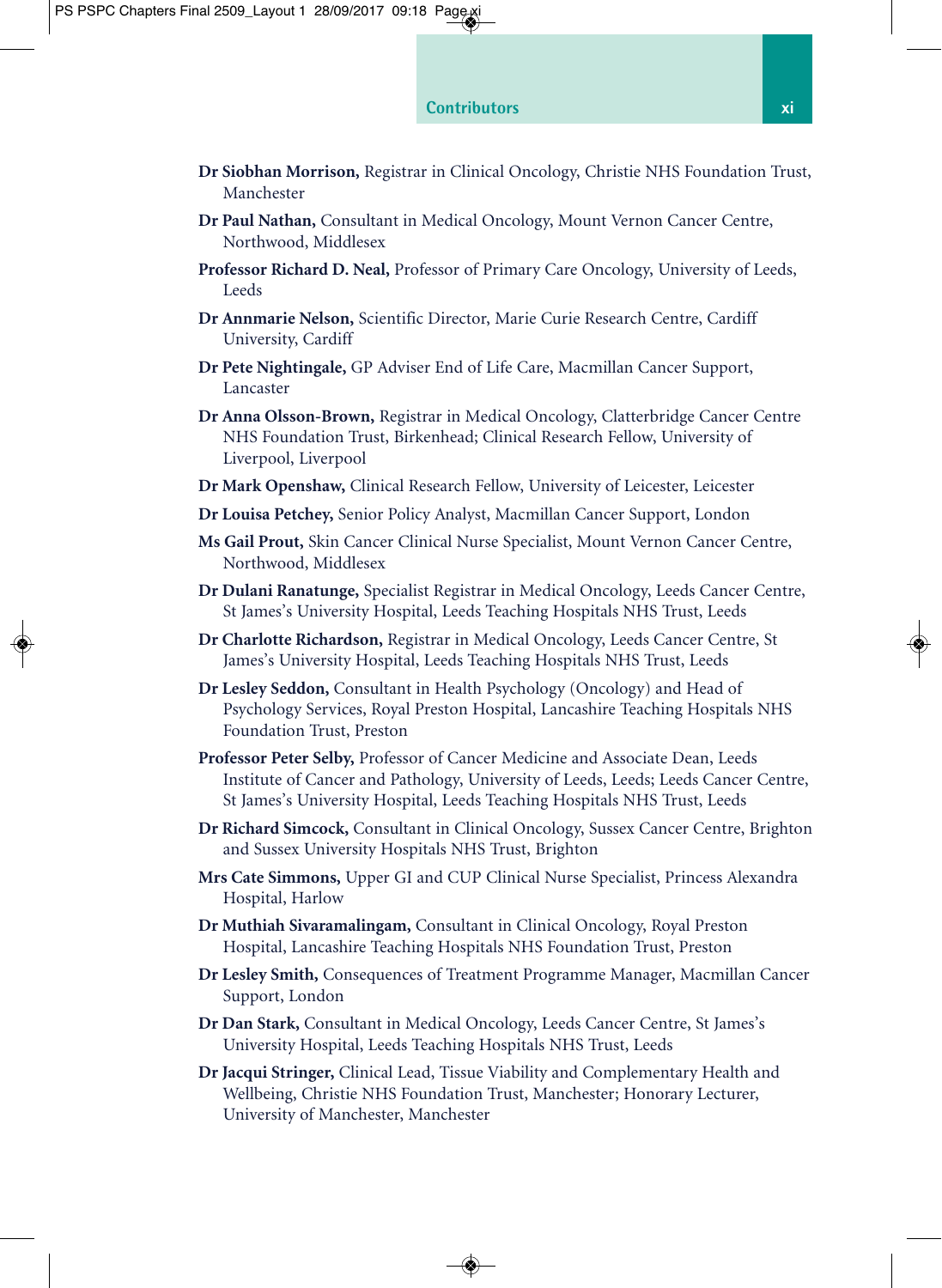**Dr Siobhan Morrison,** Registrar in Clinical Oncology, Christie NHS Foundation Trust, Manchester

**Dr Paul Nathan,** Consultant in Medical Oncology, Mount Vernon Cancer Centre, Northwood, Middlesex

**Professor Richard D. Neal,** Professor of Primary Care Oncology, University of Leeds, Leeds

**Dr Annmarie Nelson,** Scientific Director, Marie Curie Research Centre, Cardiff University, Cardiff

**Dr Pete Nightingale,** GP Adviser End of Life Care, Macmillan Cancer Support, Lancaster

**Dr Anna Olsson-Brown,** Registrar in Medical Oncology, Clatterbridge Cancer Centre NHS Foundation Trust, Birkenhead; Clinical Research Fellow, University of Liverpool, Liverpool

**Dr Mark Openshaw,** Clinical Research Fellow, University of Leicester, Leicester

**Dr Louisa Petchey,** Senior Policy Analyst, Macmillan Cancer Support, London

**Ms Gail Prout,** Skin Cancer Clinical Nurse Specialist, Mount Vernon Cancer Centre, Northwood, Middlesex

**Dr Dulani Ranatunge,** Specialist Registrar in Medical Oncology, Leeds Cancer Centre, St James's University Hospital, Leeds Teaching Hospitals NHS Trust, Leeds

**Dr Charlotte Richardson,** Registrar in Medical Oncology, Leeds Cancer Centre, St James's University Hospital, Leeds Teaching Hospitals NHS Trust, Leeds

**Dr Lesley Seddon,** Consultant in Health Psychology (Oncology) and Head of Psychology Services, Royal Preston Hospital, Lancashire Teaching Hospitals NHS Foundation Trust, Preston

**Professor Peter Selby,** Professor of Cancer Medicine and Associate Dean, Leeds Institute of Cancer and Pathology, University of Leeds, Leeds; Leeds Cancer Centre, St James's University Hospital, Leeds Teaching Hospitals NHS Trust, Leeds

**Dr Richard Simcock,** Consultant in Clinical Oncology, Sussex Cancer Centre, Brighton and Sussex University Hospitals NHS Trust, Brighton

**Mrs Cate Simmons,** Upper GI and CUP Clinical Nurse Specialist, Princess Alexandra Hospital, Harlow

**Dr Muthiah Sivaramalingam,** Consultant in Clinical Oncology, Royal Preston Hospital, Lancashire Teaching Hospitals NHS Foundation Trust, Preston

**Dr Lesley Smith,** Consequences of Treatment Programme Manager, Macmillan Cancer Support, London

**Dr Dan Stark,** Consultant in Medical Oncology, Leeds Cancer Centre, St James's University Hospital, Leeds Teaching Hospitals NHS Trust, Leeds

**Dr Jacqui Stringer,** Clinical Lead, Tissue Viability and Complementary Health and Wellbeing, Christie NHS Foundation Trust, Manchester; Honorary Lecturer, University of Manchester, Manchester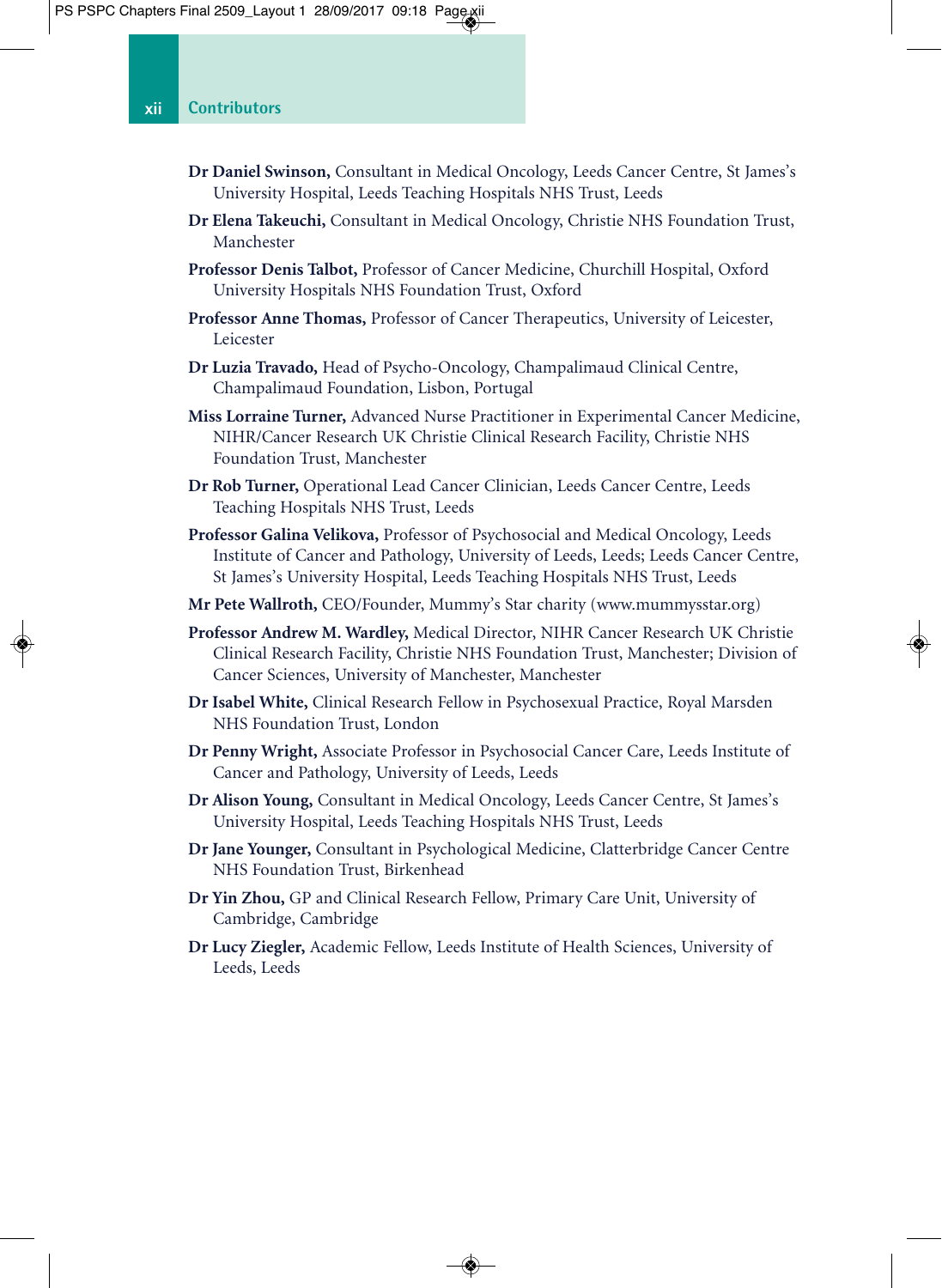## Contributors

**Dr Daniel Swinson,** Consultant in Medical Oncology, Leeds Cancer Centre, St James's University Hospital, Leeds Teaching Hospitals NHS Trust, Leeds

**Dr Elena Takeuchi,** Consultant in Medical Oncology, Christie NHS Foundation Trust, Manchester

**Professor Denis Talbot,** Professor of Cancer Medicine, Churchill Hospital, Oxford University Hospitals NHS Foundation Trust, Oxford

**Professor Anne Thomas,** Professor of Cancer Therapeutics, University of Leicester, Leicester

**Dr Luzia Travado,** Head of Psycho-Oncology, Champalimaud Clinical Centre, Champalimaud Foundation, Lisbon, Portugal

**Miss Lorraine Turner,** Advanced Nurse Practitioner in Experimental Cancer Medicine, NIHR/Cancer Research UK Christie Clinical Research Facility, Christie NHS Foundation Trust, Manchester

**Dr Rob Turner,** Operational Lead Cancer Clinician, Leeds Cancer Centre, Leeds Teaching Hospitals NHS Trust, Leeds

**Professor Galina Velikova,** Professor of Psychosocial and Medical Oncology, Leeds Institute of Cancer and Pathology, University of Leeds, Leeds; Leeds Cancer Centre, St James's University Hospital, Leeds Teaching Hospitals NHS Trust, Leeds

**Mr Pete Wallroth,** CEO/Founder, Mummy's Star charity (www.mummysstar.org)

**Professor Andrew M. Wardley,** Medical Director, NIHR Cancer Research UK Christie Clinical Research Facility, Christie NHS Foundation Trust, Manchester; Division of Cancer Sciences, University of Manchester, Manchester

**Dr Isabel White,** Clinical Research Fellow in Psychosexual Practice, Royal Marsden NHS Foundation Trust, London

**Dr Penny Wright,** Associate Professor in Psychosocial Cancer Care, Leeds Institute of Cancer and Pathology, University of Leeds, Leeds

**Dr Alison Young,** Consultant in Medical Oncology, Leeds Cancer Centre, St James's University Hospital, Leeds Teaching Hospitals NHS Trust, Leeds

**Dr Jane Younger,** Consultant in Psychological Medicine, Clatterbridge Cancer Centre NHS Foundation Trust, Birkenhead

**Dr Yin Zhou,** GP and Clinical Research Fellow, Primary Care Unit, University of Cambridge, Cambridge

**Dr Lucy Ziegler,** Academic Fellow, Leeds Institute of Health Sciences, University of Leeds, Leeds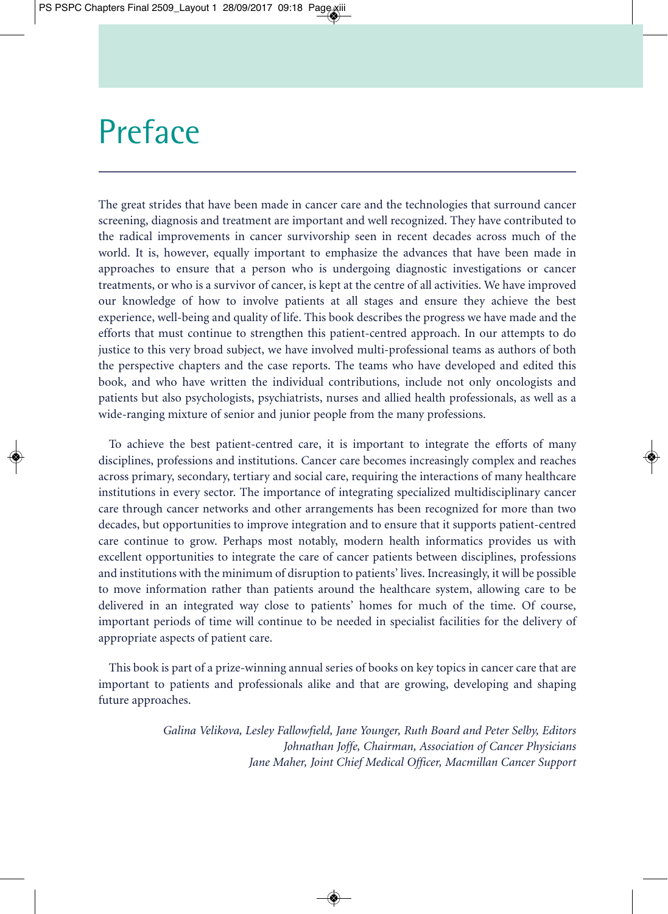# Preface

The great strides that have been made in cancer care and the technologies that surround cancer screening, diagnosis and treatment are important and well recognized. They have contributed to the radical improvements in cancer survivorship seen in recent decades across much of the world. It is, however, equally important to emphasize the advances that have been made in approaches to ensure that a person who is undergoing diagnostic investigations or cancer treatments, or who is a survivor of cancer, is kept at the centre of all activities. We have improved our knowledge of how to involve patients at all stages and ensure they achieve the best experience, well-being and quality of life. This book describes the progress we have made and the efforts that must continue to strengthen this patient-centred approach. In our attempts to do justice to this very broad subject, we have involved multi-professional teams as authors of both the perspective chapters and the case reports. The teams who have developed and edited this book, and who have written the individual contributions, include not only oncologists and patients but also psychologists, psychiatrists, nurses and allied health professionals, as well as a wide-ranging mixture of senior and junior people from the many professions.

To achieve the best patient-centred care, it is important to integrate the efforts of many disciplines, professions and institutions. Cancer care becomes increasingly complex and reaches across primary, secondary, tertiary and social care, requiring the interactions of many healthcare institutions in every sector. The importance of integrating specialized multidisciplinary cancer care through cancer networks and other arrangements has been recognized for more than two decades, but opportunities to improve integration and to ensure that it supports patient-centred care continue to grow. Perhaps most notably, modern health informatics provides us with excellent opportunities to integrate the care of cancer patients between disciplines, professions and institutions with the minimum of disruption to patients' lives. Increasingly, it will be possible to move information rather than patients around the healthcare system, allowing care to be delivered in an integrated way close to patients' homes for much of the time. Of course, important periods of time will continue to be needed in specialist facilities for the delivery of appropriate aspects of patient care.

This book is part of a prize-winning annual series of books on key topics in cancer care that are important to patients and professionals alike and that are growing, developing and shaping future approaches.

*Galina Velikova, Lesley Fallowfield, Jane Younger, Ruth Board and Peter Selby, Editors*
*Johnathan Joffe, Chairman, Association of Cancer Physicians*
*Jane Maher, Joint Chief Medical Officer, Macmillan Cancer Support*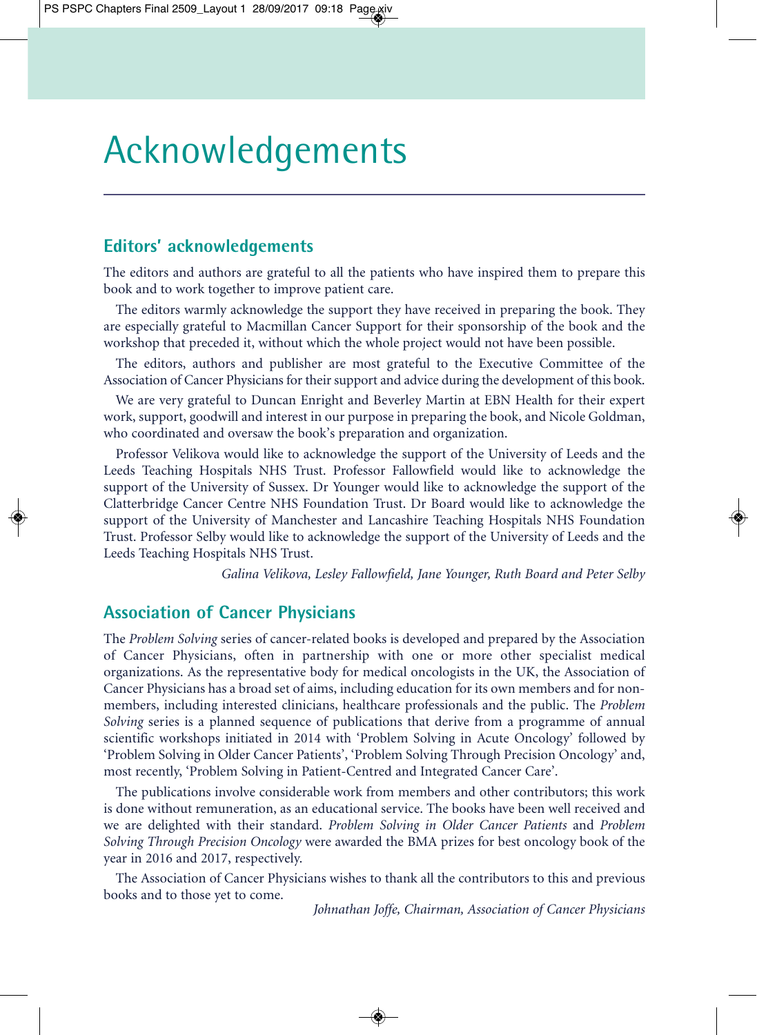# Acknowledgements

## Editors' acknowledgements

The editors and authors are grateful to all the patients who have inspired them to prepare this book and to work together to improve patient care.

The editors warmly acknowledge the support they have received in preparing the book. They are especially grateful to Macmillan Cancer Support for their sponsorship of the book and the workshop that preceded it, without which the whole project would not have been possible.

The editors, authors and publisher are most grateful to the Executive Committee of the Association of Cancer Physicians for their support and advice during the development of this book.

We are very grateful to Duncan Enright and Beverley Martin at EBN Health for their expert work, support, goodwill and interest in our purpose in preparing the book, and Nicole Goldman, who coordinated and oversaw the book's preparation and organization.

Professor Velikova would like to acknowledge the support of the University of Leeds and the Leeds Teaching Hospitals NHS Trust. Professor Fallowfield would like to acknowledge the support of the University of Sussex. Dr Younger would like to acknowledge the support of the Clatterbridge Cancer Centre NHS Foundation Trust. Dr Board would like to acknowledge the support of the University of Manchester and Lancashire Teaching Hospitals NHS Foundation Trust. Professor Selby would like to acknowledge the support of the University of Leeds and the Leeds Teaching Hospitals NHS Trust.

*Galina Velikova, Lesley Fallowfield, Jane Younger, Ruth Board and Peter Selby*

## Association of Cancer Physicians

The *Problem Solving* series of cancer-related books is developed and prepared by the Association of Cancer Physicians, often in partnership with one or more other specialist medical organizations. As the representative body for medical oncologists in the UK, the Association of Cancer Physicians has a broad set of aims, including education for its own members and for non-members, including interested clinicians, healthcare professionals and the public. The *Problem Solving* series is a planned sequence of publications that derive from a programme of annual scientific workshops initiated in 2014 with 'Problem Solving in Acute Oncology' followed by 'Problem Solving in Older Cancer Patients', 'Problem Solving Through Precision Oncology' and, most recently, 'Problem Solving in Patient-Centred and Integrated Cancer Care'.

The publications involve considerable work from members and other contributors; this work is done without remuneration, as an educational service. The books have been well received and we are delighted with their standard. *Problem Solving in Older Cancer Patients* and *Problem Solving Through Precision Oncology* were awarded the BMA prizes for best oncology book of the year in 2016 and 2017, respectively.

The Association of Cancer Physicians wishes to thank all the contributors to this and previous books and to those yet to come.

*Johnathan Joffe, Chairman, Association of Cancer Physicians*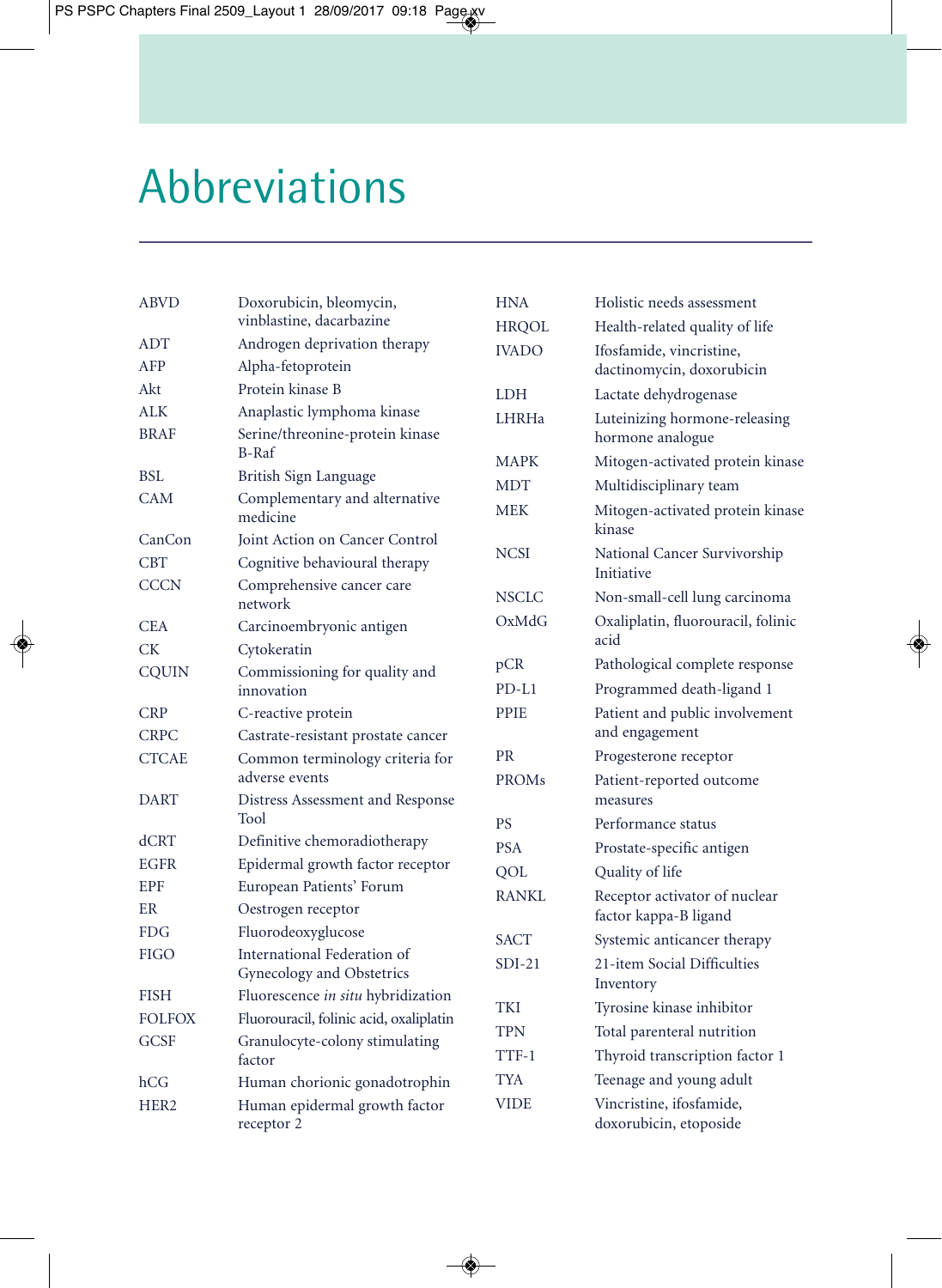# Abbreviations

| | |
|---|---|
| ABVD | Doxorubicin, bleomycin, vinblastine, dacarbazine |
| ADT | Androgen deprivation therapy |
| AFP | Alpha-fetoprotein |
| Akt | Protein kinase B |
| ALK | Anaplastic lymphoma kinase |
| BRAF | Serine/threonine-protein kinase B-Raf |
| BSL | British Sign Language |
| CAM | Complementary and alternative medicine |
| CanCon | Joint Action on Cancer Control |
| CBT | Cognitive behavioural therapy |
| CCCN | Comprehensive cancer care network |
| CEA | Carcinoembryonic antigen |
| CK | Cytokeratin |
| CQUIN | Commissioning for quality and innovation |
| CRP | C-reactive protein |
| CRPC | Castrate-resistant prostate cancer |
| CTCAE | Common terminology criteria for adverse events |
| DART | Distress Assessment and Response Tool |
| dCRT | Definitive chemoradiotherapy |
| EGFR | Epidermal growth factor receptor |
| EPF | European Patients' Forum |
| ER | Oestrogen receptor |
| FDG | Fluorodeoxyglucose |
| FIGO | International Federation of Gynecology and Obstetrics |
| FISH | Fluorescence *in situ* hybridization |
| FOLFOX | Fluorouracil, folinic acid, oxaliplatin |
| GCSF | Granulocyte-colony stimulating factor |
| hCG | Human chorionic gonadotrophin |
| HER2 | Human epidermal growth factor receptor 2 |
| HNA | Holistic needs assessment |
| HRQOL | Health-related quality of life |
| IVADO | Ifosfamide, vincristine, dactinomycin, doxorubicin |
| LDH | Lactate dehydrogenase |
| LHRHa | Luteinizing hormone-releasing hormone analogue |
| MAPK | Mitogen-activated protein kinase |
| MDT | Multidisciplinary team |
| MEK | Mitogen-activated protein kinase kinase |
| NCSI | National Cancer Survivorship Initiative |
| NSCLC | Non-small-cell lung carcinoma |
| OxMdG | Oxaliplatin, fluorouracil, folinic acid |
| pCR | Pathological complete response |
| PD-L1 | Programmed death-ligand 1 |
| PPIE | Patient and public involvement and engagement |
| PR | Progesterone receptor |
| PROMs | Patient-reported outcome measures |
| PS | Performance status |
| PSA | Prostate-specific antigen |
| QOL | Quality of life |
| RANKL | Receptor activator of nuclear factor kappa-B ligand |
| SACT | Systemic anticancer therapy |
| SDI-21 | 21-item Social Difficulties Inventory |
| TKI | Tyrosine kinase inhibitor |
| TPN | Total parenteral nutrition |
| TTF-1 | Thyroid transcription factor 1 |
| TYA | Teenage and young adult |
| VIDE | Vincristine, ifosfamide, doxorubicin, etoposide |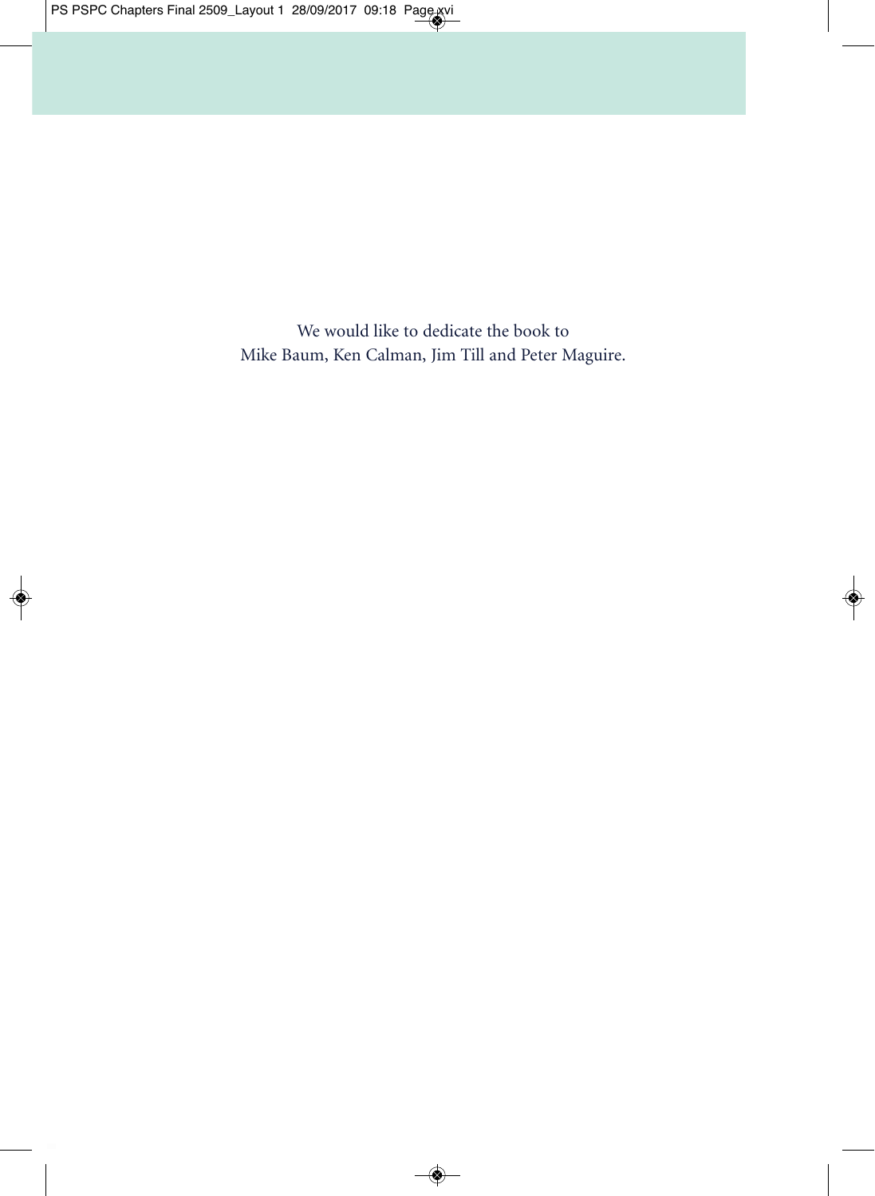We would like to dedicate the book to
Mike Baum, Ken Calman, Jim Till and Peter Maguire.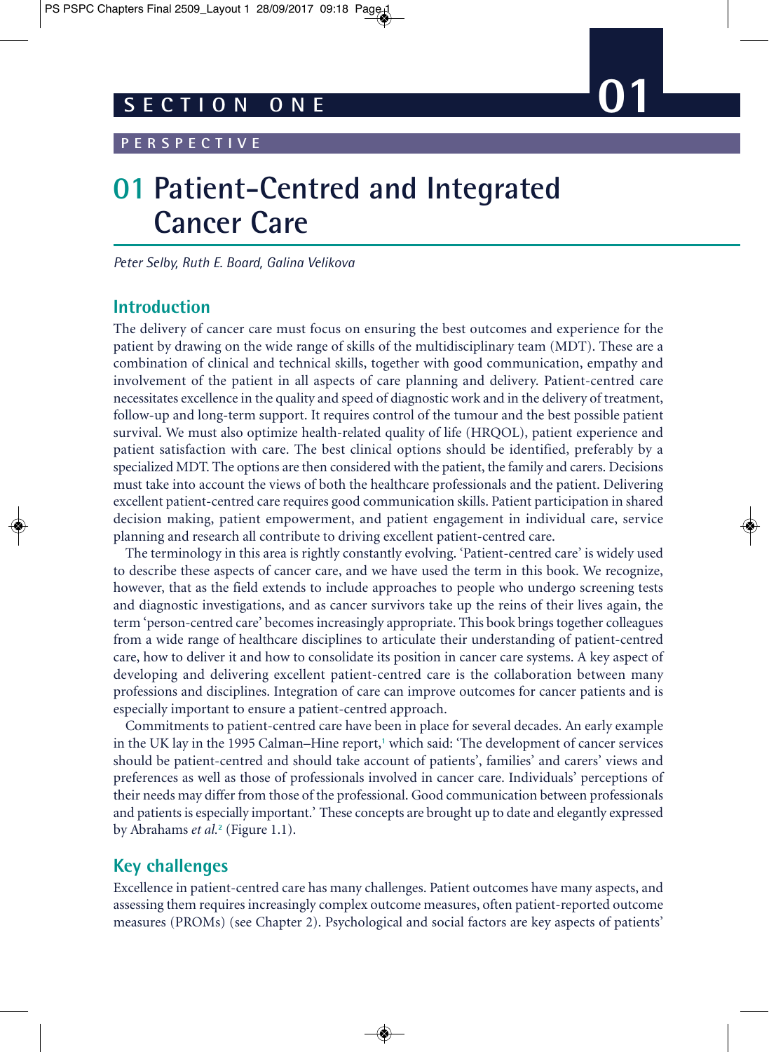# SECTION ONE 01

## PERSPECTIVE

# 01 Patient-Centred and Integrated Cancer Care

*Peter Selby, Ruth E. Board, Galina Velikova*

## Introduction

The delivery of cancer care must focus on ensuring the best outcomes and experience for the patient by drawing on the wide range of skills of the multidisciplinary team (MDT). These are a combination of clinical and technical skills, together with good communication, empathy and involvement of the patient in all aspects of care planning and delivery. Patient-centred care necessitates excellence in the quality and speed of diagnostic work and in the delivery of treatment, follow-up and long-term support. It requires control of the tumour and the best possible patient survival. We must also optimize health-related quality of life (HRQOL), patient experience and patient satisfaction with care. The best clinical options should be identified, preferably by a specialized MDT. The options are then considered with the patient, the family and carers. Decisions must take into account the views of both the healthcare professionals and the patient. Delivering excellent patient-centred care requires good communication skills. Patient participation in shared decision making, patient empowerment, and patient engagement in individual care, service planning and research all contribute to driving excellent patient-centred care.

The terminology in this area is rightly constantly evolving. 'Patient-centred care' is widely used to describe these aspects of cancer care, and we have used the term in this book. We recognize, however, that as the field extends to include approaches to people who undergo screening tests and diagnostic investigations, and as cancer survivors take up the reins of their lives again, the term 'person-centred care' becomes increasingly appropriate. This book brings together colleagues from a wide range of healthcare disciplines to articulate their understanding of patient-centred care, how to deliver it and how to consolidate its position in cancer care systems. A key aspect of developing and delivering excellent patient-centred care is the collaboration between many professions and disciplines. Integration of care can improve outcomes for cancer patients and is especially important to ensure a patient-centred approach.

Commitments to patient-centred care have been in place for several decades. An early example in the UK lay in the 1995 Calman–Hine report,[1] which said: 'The development of cancer services should be patient-centred and should take account of patients', families' and carers' views and preferences as well as those of professionals involved in cancer care. Individuals' perceptions of their needs may differ from those of the professional. Good communication between professionals and patients is especially important.' These concepts are brought up to date and elegantly expressed by Abrahams *et al.*[2] (Figure 1.1).

## Key challenges

Excellence in patient-centred care has many challenges. Patient outcomes have many aspects, and assessing them requires increasingly complex outcome measures, often patient-reported outcome measures (PROMs) (see Chapter 2). Psychological and social factors are key aspects of patients'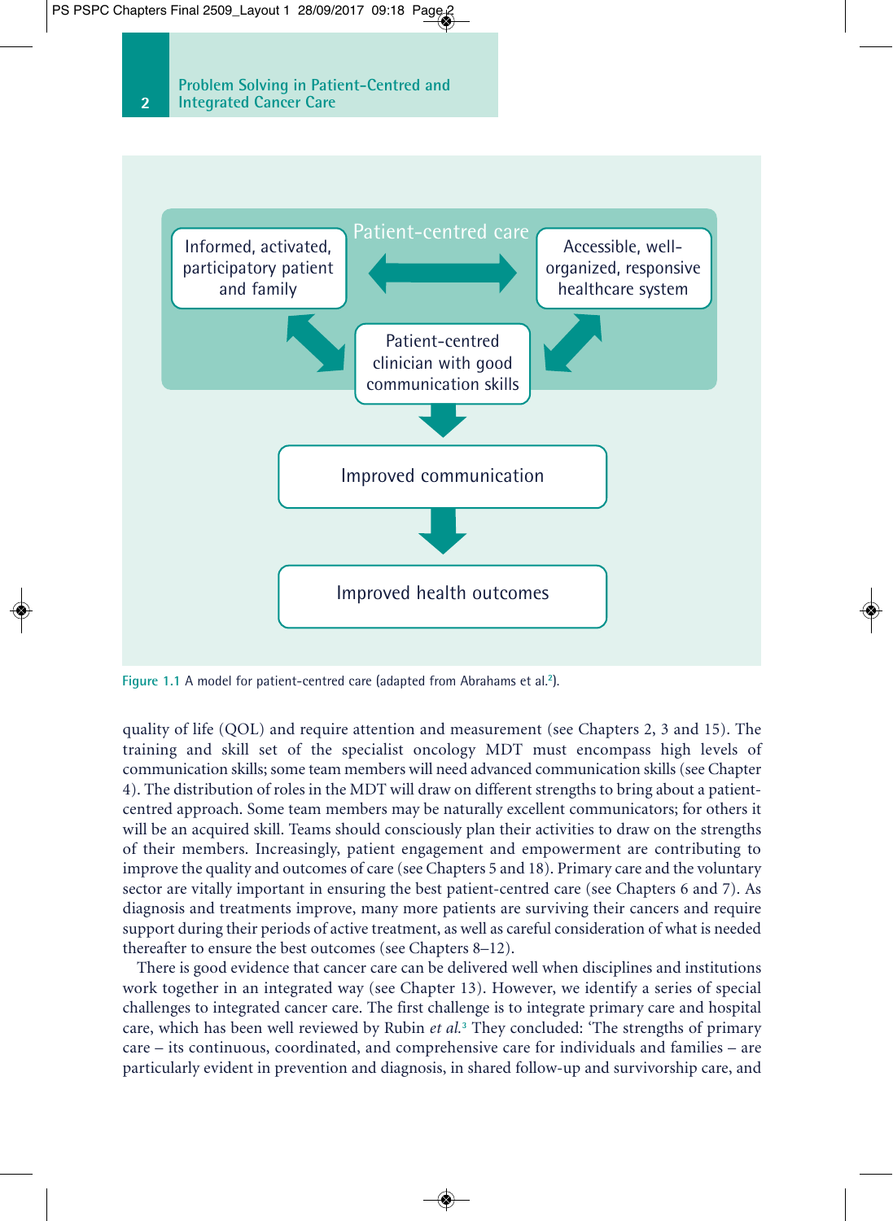Patient-centred care

Informed, activated, participatory patient and family

Accessible, well-organized, responsive healthcare system

Patient-centred clinician with good communication skills

Improved communication

Improved health outcomes

Figure 1.1 A model for patient-centred care (adapted from Abrahams et al.[2]).

quality of life (QOL) and require attention and measurement (see Chapters 2, 3 and 15). The training and skill set of the specialist oncology MDT must encompass high levels of communication skills; some team members will need advanced communication skills (see Chapter 4). The distribution of roles in the MDT will draw on different strengths to bring about a patient-centred approach. Some team members may be naturally excellent communicators; for others it will be an acquired skill. Teams should consciously plan their activities to draw on the strengths of their members. Increasingly, patient engagement and empowerment are contributing to improve the quality and outcomes of care (see Chapters 5 and 18). Primary care and the voluntary sector are vitally important in ensuring the best patient-centred care (see Chapters 6 and 7). As diagnosis and treatments improve, many more patients are surviving their cancers and require support during their periods of active treatment, as well as careful consideration of what is needed thereafter to ensure the best outcomes (see Chapters 8–12).

There is good evidence that cancer care can be delivered well when disciplines and institutions work together in an integrated way (see Chapter 13). However, we identify a series of special challenges to integrated cancer care. The first challenge is to integrate primary care and hospital care, which has been well reviewed by Rubin *et al.*[3] They concluded: 'The strengths of primary care – its continuous, coordinated, and comprehensive care for individuals and families – are particularly evident in prevention and diagnosis, in shared follow-up and survivorship care, and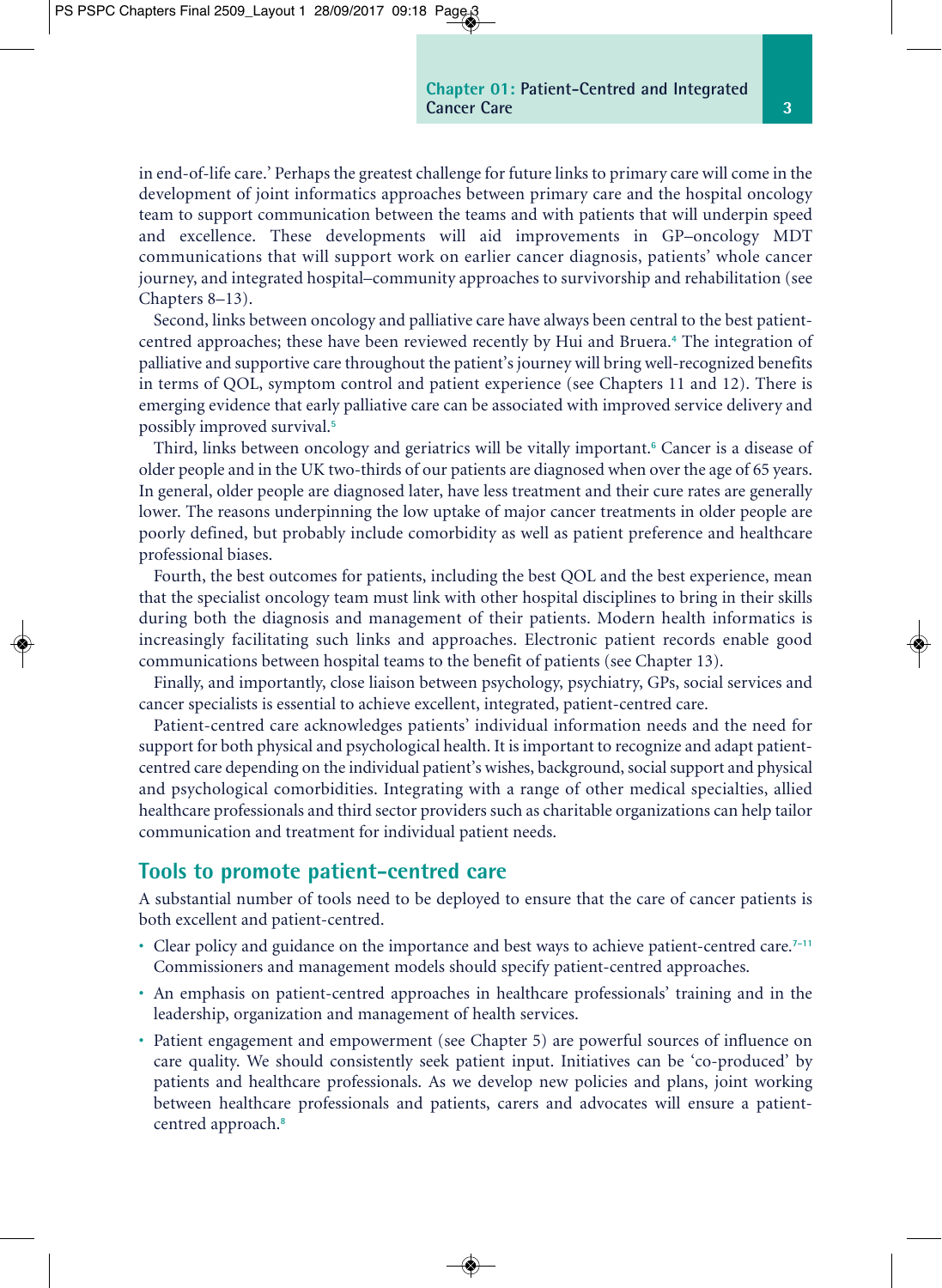in end-of-life care.’ Perhaps the greatest challenge for future links to primary care will come in the development of joint informatics approaches between primary care and the hospital oncology team to support communication between the teams and with patients that will underpin speed and excellence. These developments will aid improvements in GP–oncology MDT communications that will support work on earlier cancer diagnosis, patients’ whole cancer journey, and integrated hospital–community approaches to survivorship and rehabilitation (see Chapters 8–13).

Second, links between oncology and palliative care have always been central to the best patient-centred approaches; these have been reviewed recently by Hui and Bruera.[4] The integration of palliative and supportive care throughout the patient’s journey will bring well-recognized benefits in terms of QOL, symptom control and patient experience (see Chapters 11 and 12). There is emerging evidence that early palliative care can be associated with improved service delivery and possibly improved survival.[5]

Third, links between oncology and geriatrics will be vitally important.[6] Cancer is a disease of older people and in the UK two-thirds of our patients are diagnosed when over the age of 65 years. In general, older people are diagnosed later, have less treatment and their cure rates are generally lower. The reasons underpinning the low uptake of major cancer treatments in older people are poorly defined, but probably include comorbidity as well as patient preference and healthcare professional biases.

Fourth, the best outcomes for patients, including the best QOL and the best experience, mean that the specialist oncology team must link with other hospital disciplines to bring in their skills during both the diagnosis and management of their patients. Modern health informatics is increasingly facilitating such links and approaches. Electronic patient records enable good communications between hospital teams to the benefit of patients (see Chapter 13).

Finally, and importantly, close liaison between psychology, psychiatry, GPs, social services and cancer specialists is essential to achieve excellent, integrated, patient-centred care.

Patient-centred care acknowledges patients’ individual information needs and the need for support for both physical and psychological health. It is important to recognize and adapt patient-centred care depending on the individual patient’s wishes, background, social support and physical and psychological comorbidities. Integrating with a range of other medical specialties, allied healthcare professionals and third sector providers such as charitable organizations can help tailor communication and treatment for individual patient needs.

## Tools to promote patient-centred care

A substantial number of tools need to be deployed to ensure that the care of cancer patients is both excellent and patient-centred.

- Clear policy and guidance on the importance and best ways to achieve patient-centred care.[7–11] Commissioners and management models should specify patient-centred approaches.
- An emphasis on patient-centred approaches in healthcare professionals’ training and in the leadership, organization and management of health services.
- Patient engagement and empowerment (see Chapter 5) are powerful sources of influence on care quality. We should consistently seek patient input. Initiatives can be ‘co-produced’ by patients and healthcare professionals. As we develop new policies and plans, joint working between healthcare professionals and patients, carers and advocates will ensure a patient-centred approach.[8]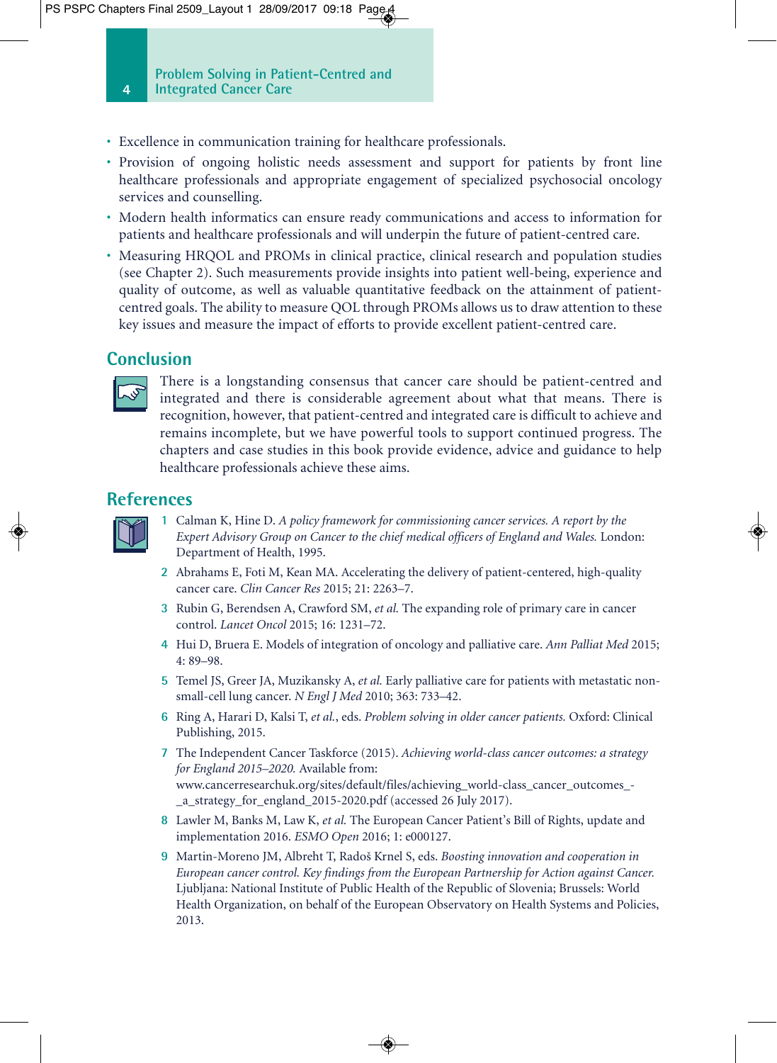- Excellence in communication training for healthcare professionals.
- Provision of ongoing holistic needs assessment and support for patients by front line healthcare professionals and appropriate engagement of specialized psychosocial oncology services and counselling.
- Modern health informatics can ensure ready communications and access to information for patients and healthcare professionals and will underpin the future of patient-centred care.
- Measuring HRQOL and PROMs in clinical practice, clinical research and population studies (see Chapter 2). Such measurements provide insights into patient well-being, experience and quality of outcome, as well as valuable quantitative feedback on the attainment of patient-centred goals. The ability to measure QOL through PROMs allows us to draw attention to these key issues and measure the impact of efforts to provide excellent patient-centred care.

## Conclusion

There is a longstanding consensus that cancer care should be patient-centred and integrated and there is considerable agreement about what that means. There is recognition, however, that patient-centred and integrated care is difficult to achieve and remains incomplete, but we have powerful tools to support continued progress. The chapters and case studies in this book provide evidence, advice and guidance to help healthcare professionals achieve these aims.

## References

1. Calman K, Hine D. *A policy framework for commissioning cancer services. A report by the Expert Advisory Group on Cancer to the chief medical officers of England and Wales.* London: Department of Health, 1995.
2. Abrahams E, Foti M, Kean MA. Accelerating the delivery of patient-centered, high-quality cancer care. *Clin Cancer Res* 2015; 21: 2263–7.
3. Rubin G, Berendsen A, Crawford SM, *et al.* The expanding role of primary care in cancer control. *Lancet Oncol* 2015; 16: 1231–72.
4. Hui D, Bruera E. Models of integration of oncology and palliative care. *Ann Palliat Med* 2015; 4: 89–98.
5. Temel JS, Greer JA, Muzikansky A, *et al.* Early palliative care for patients with metastatic non-small-cell lung cancer. *N Engl J Med* 2010; 363: 733–42.
6. Ring A, Harari D, Kalsi T, *et al.*, eds. *Problem solving in older cancer patients.* Oxford: Clinical Publishing, 2015.
7. The Independent Cancer Taskforce (2015). *Achieving world-class cancer outcomes: a strategy for England 2015–2020.* Available from: www.cancerresearchuk.org/sites/default/files/achieving_world-class_cancer_outcomes_-_a_strategy_for_england_2015-2020.pdf (accessed 26 July 2017).
8. Lawler M, Banks M, Law K, *et al.* The European Cancer Patient's Bill of Rights, update and implementation 2016. *ESMO Open* 2016; 1: e000127.
9. Martin-Moreno JM, Albreht T, Radoš Krnel S, eds. *Boosting innovation and cooperation in European cancer control. Key findings from the European Partnership for Action against Cancer.* Ljubljana: National Institute of Public Health of the Republic of Slovenia; Brussels: World Health Organization, on behalf of the European Observatory on Health Systems and Policies, 2013.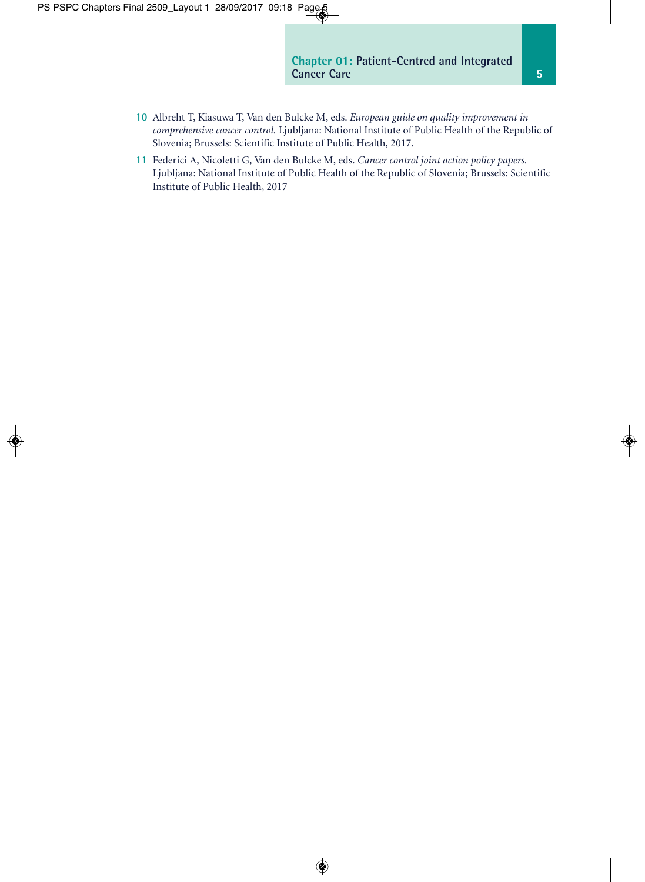10 Albreht T, Kiasuwa T, Van den Bulcke M, eds. *European guide on quality improvement in comprehensive cancer control.* Ljubljana: National Institute of Public Health of the Republic of Slovenia; Brussels: Scientific Institute of Public Health, 2017.

11 Federici A, Nicoletti G, Van den Bulcke M, eds. *Cancer control joint action policy papers.* Ljubljana: National Institute of Public Health of the Republic of Slovenia; Brussels: Scientific Institute of Public Health, 2017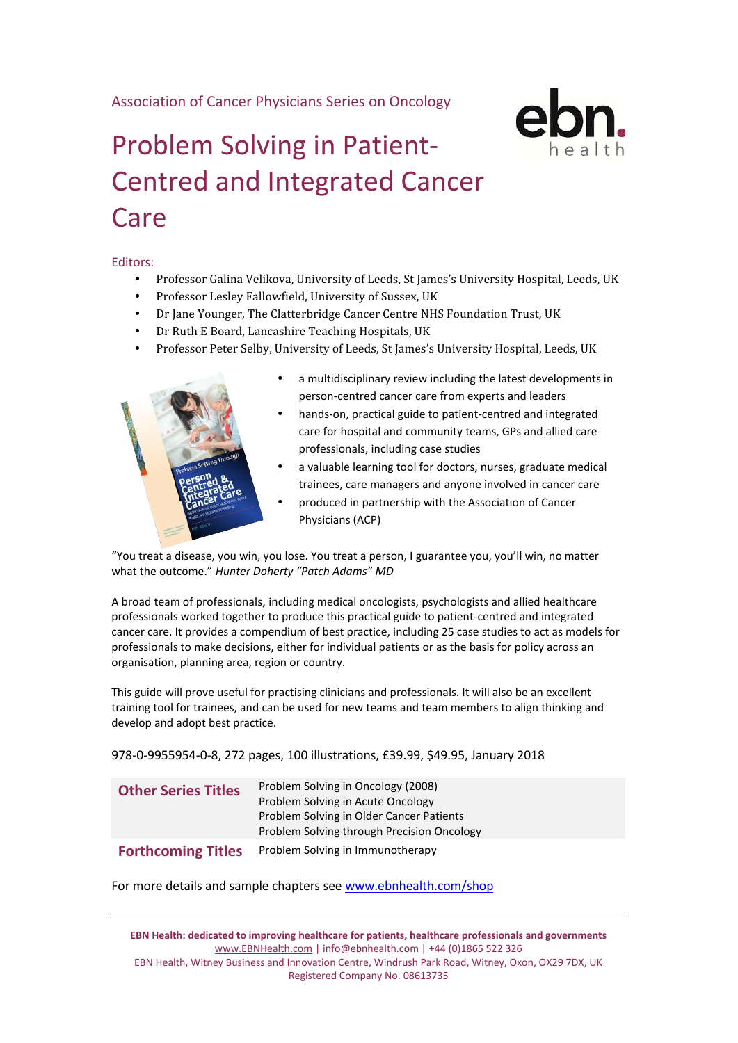Association of Cancer Physicians Series on Oncology

ebn health

# Problem Solving in Patient-Centred and Integrated Cancer Care

Editors:

- Professor Galina Velikova, University of Leeds, St James's University Hospital, Leeds, UK
- Professor Lesley Fallowfield, University of Sussex, UK
- Dr Jane Younger, The Clatterbridge Cancer Centre NHS Foundation Trust, UK
- Dr Ruth E Board, Lancashire Teaching Hospitals, UK
- Professor Peter Selby, University of Leeds, St James's University Hospital, Leeds, UK

- a multidisciplinary review including the latest developments in person-centred cancer care from experts and leaders
- hands-on, practical guide to patient-centred and integrated care for hospital and community teams, GPs and allied care professionals, including case studies
- a valuable learning tool for doctors, nurses, graduate medical trainees, care managers and anyone involved in cancer care
- produced in partnership with the Association of Cancer Physicians (ACP)

"You treat a disease, you win, you lose. You treat a person, I guarantee you, you'll win, no matter what the outcome." *Hunter Doherty "Patch Adams" MD*

A broad team of professionals, including medical oncologists, psychologists and allied healthcare professionals worked together to produce this practical guide to patient-centred and integrated cancer care. It provides a compendium of best practice, including 25 case studies to act as models for professionals to make decisions, either for individual patients or as the basis for policy across an organisation, planning area, region or country.

This guide will prove useful for practising clinicians and professionals. It will also be an excellent training tool for trainees, and can be used for new teams and team members to align thinking and develop and adopt best practice.

978-0-9955954-0-8, 272 pages, 100 illustrations, £39.99, $49.95, January 2018

| | |
|---|---|
| **Other Series Titles** | Problem Solving in Oncology (2008)<br>Problem Solving in Acute Oncology<br>Problem Solving in Older Cancer Patients<br>Problem Solving through Precision Oncology |
| **Forthcoming Titles** | Problem Solving in Immunotherapy |

For more details and sample chapters see www.ebnhealth.com/shop

**EBN Health: dedicated to improving healthcare for patients, healthcare professionals and governments**
www.EBNHealth.com | info@ebnhealth.com | +44 (0)1865 522 326
EBN Health, Witney Business and Innovation Centre, Windrush Park Road, Witney, Oxon, OX29 7DX, UK
Registered Company No. 08613735